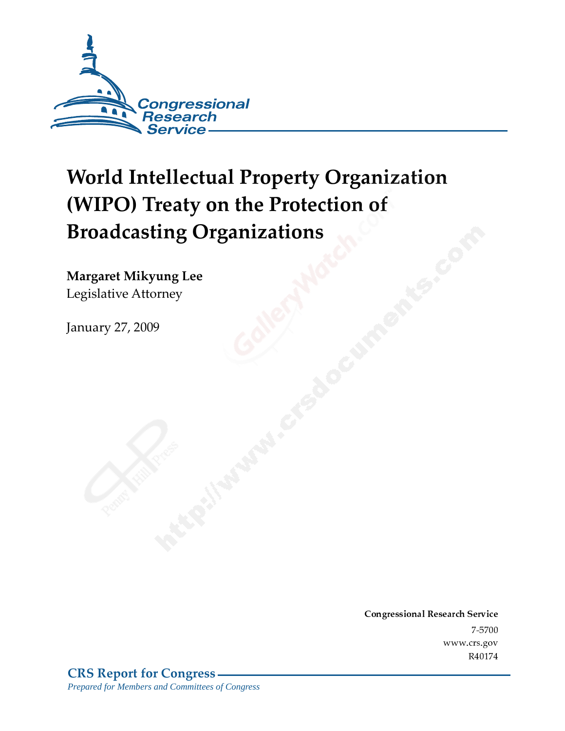Congressional Research Service

# World Intellectual Property Organization (WIPO) Treaty on the Protection of Broadcasting Organizations

**Margaret Mikyung Lee**
Legislative Attorney

January 27, 2009

**Congressional Research Service**
7-5700
www.crs.gov
R40174

**CRS Report for Congress**
*Prepared for Members and Committees of Congress*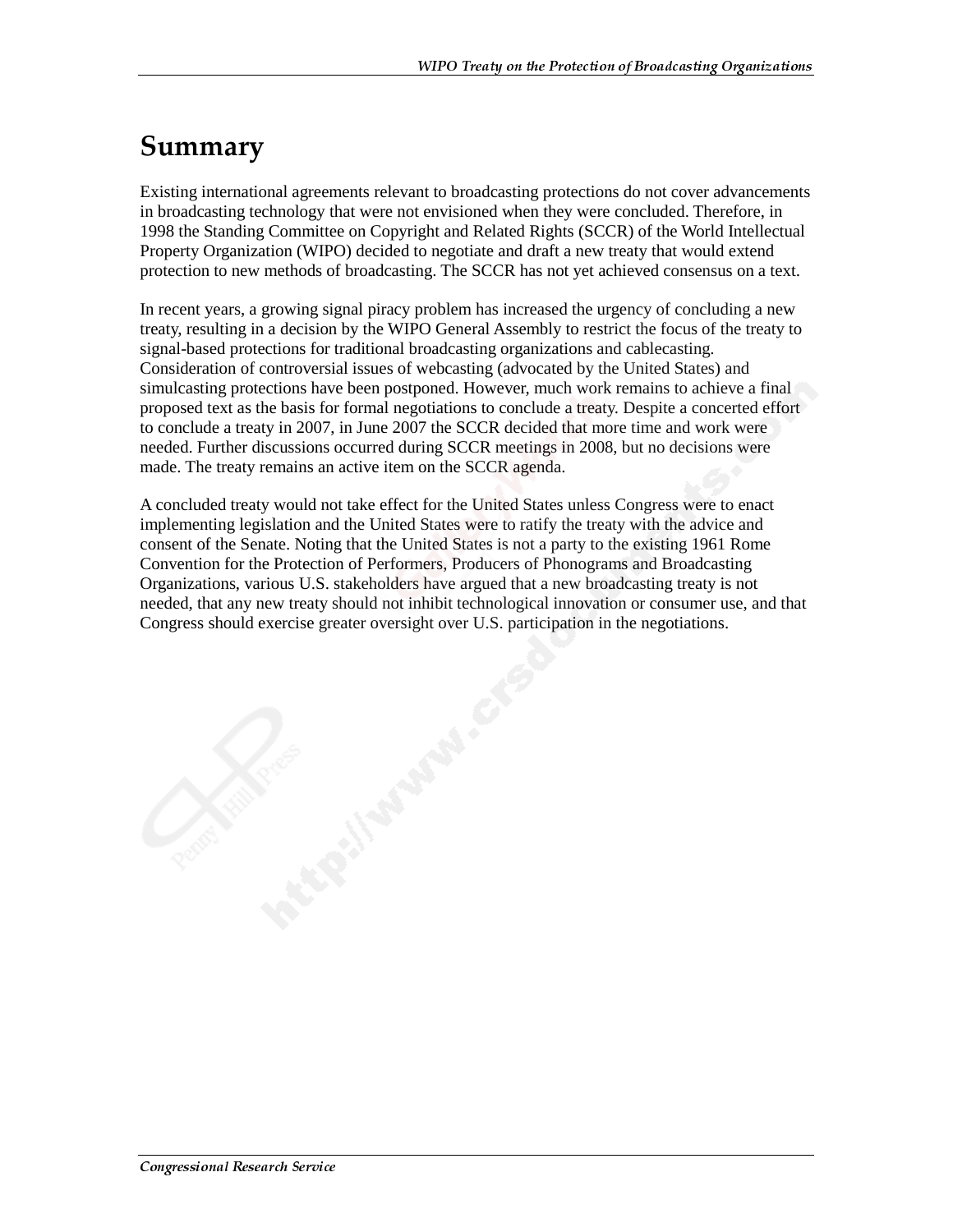# Summary

Existing international agreements relevant to broadcasting protections do not cover advancements in broadcasting technology that were not envisioned when they were concluded. Therefore, in 1998 the Standing Committee on Copyright and Related Rights (SCCR) of the World Intellectual Property Organization (WIPO) decided to negotiate and draft a new treaty that would extend protection to new methods of broadcasting. The SCCR has not yet achieved consensus on a text.

In recent years, a growing signal piracy problem has increased the urgency of concluding a new treaty, resulting in a decision by the WIPO General Assembly to restrict the focus of the treaty to signal-based protections for traditional broadcasting organizations and cablecasting. Consideration of controversial issues of webcasting (advocated by the United States) and simulcasting protections have been postponed. However, much work remains to achieve a final proposed text as the basis for formal negotiations to conclude a treaty. Despite a concerted effort to conclude a treaty in 2007, in June 2007 the SCCR decided that more time and work were needed. Further discussions occurred during SCCR meetings in 2008, but no decisions were made. The treaty remains an active item on the SCCR agenda.

A concluded treaty would not take effect for the United States unless Congress were to enact implementing legislation and the United States were to ratify the treaty with the advice and consent of the Senate. Noting that the United States is not a party to the existing 1961 Rome Convention for the Protection of Performers, Producers of Phonograms and Broadcasting Organizations, various U.S. stakeholders have argued that a new broadcasting treaty is not needed, that any new treaty should not inhibit technological innovation or consumer use, and that Congress should exercise greater oversight over U.S. participation in the negotiations.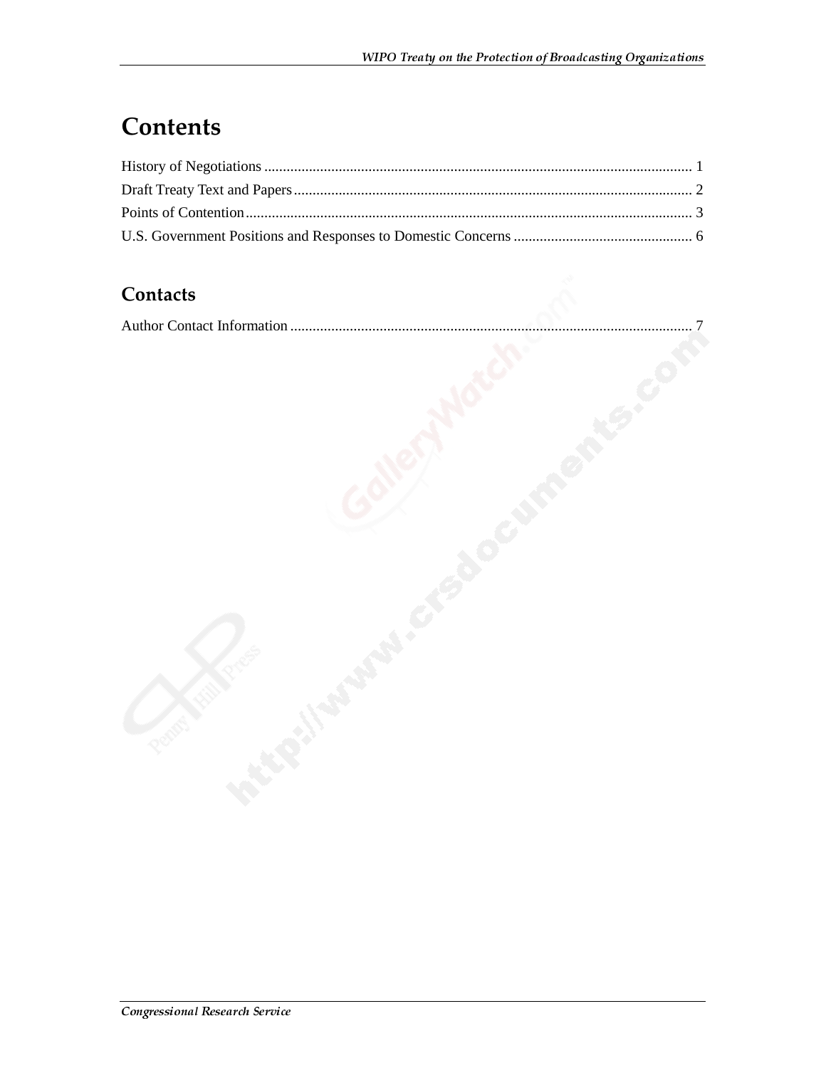# Contents

History of Negotiations ..................................................................................................................... 1
Draft Treaty Text and Papers ............................................................................................................ 2
Points of Contention .......................................................................................................................... 3
U.S. Government Positions and Responses to Domestic Concerns ................................................ 6

## Contacts

Author Contact Information ............................................................................................................... 7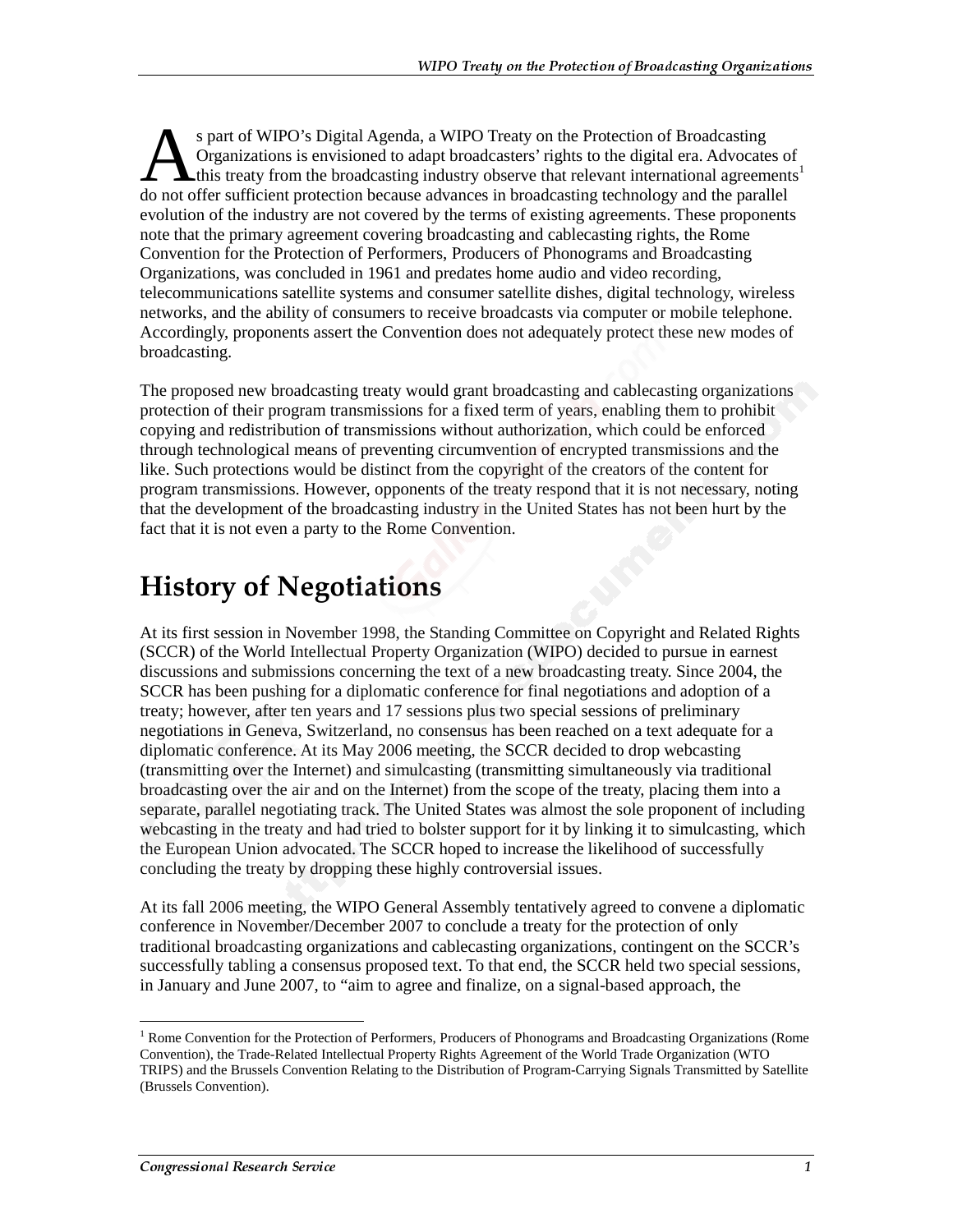As part of WIPO's Digital Agenda, a WIPO Treaty on the Protection of Broadcasting Organizations is envisioned to adapt broadcasters' rights to the digital era. Advocates of this treaty from the broadcasting industry observe that relevant international agreements[1] do not offer sufficient protection because advances in broadcasting technology and the parallel evolution of the industry are not covered by the terms of existing agreements. These proponents note that the primary agreement covering broadcasting and cablecasting rights, the Rome Convention for the Protection of Performers, Producers of Phonograms and Broadcasting Organizations, was concluded in 1961 and predates home audio and video recording, telecommunications satellite systems and consumer satellite dishes, digital technology, wireless networks, and the ability of consumers to receive broadcasts via computer or mobile telephone. Accordingly, proponents assert the Convention does not adequately protect these new modes of broadcasting.

The proposed new broadcasting treaty would grant broadcasting and cablecasting organizations protection of their program transmissions for a fixed term of years, enabling them to prohibit copying and redistribution of transmissions without authorization, which could be enforced through technological means of preventing circumvention of encrypted transmissions and the like. Such protections would be distinct from the copyright of the creators of the content for program transmissions. However, opponents of the treaty respond that it is not necessary, noting that the development of the broadcasting industry in the United States has not been hurt by the fact that it is not even a party to the Rome Convention.

# History of Negotiations

At its first session in November 1998, the Standing Committee on Copyright and Related Rights (SCCR) of the World Intellectual Property Organization (WIPO) decided to pursue in earnest discussions and submissions concerning the text of a new broadcasting treaty. Since 2004, the SCCR has been pushing for a diplomatic conference for final negotiations and adoption of a treaty; however, after ten years and 17 sessions plus two special sessions of preliminary negotiations in Geneva, Switzerland, no consensus has been reached on a text adequate for a diplomatic conference. At its May 2006 meeting, the SCCR decided to drop webcasting (transmitting over the Internet) and simulcasting (transmitting simultaneously via traditional broadcasting over the air and on the Internet) from the scope of the treaty, placing them into a separate, parallel negotiating track. The United States was almost the sole proponent of including webcasting in the treaty and had tried to bolster support for it by linking it to simulcasting, which the European Union advocated. The SCCR hoped to increase the likelihood of successfully concluding the treaty by dropping these highly controversial issues.

At its fall 2006 meeting, the WIPO General Assembly tentatively agreed to convene a diplomatic conference in November/December 2007 to conclude a treaty for the protection of only traditional broadcasting organizations and cablecasting organizations, contingent on the SCCR's successfully tabling a consensus proposed text. To that end, the SCCR held two special sessions, in January and June 2007, to "aim to agree and finalize, on a signal-based approach, the

[1] Rome Convention for the Protection of Performers, Producers of Phonograms and Broadcasting Organizations (Rome Convention), the Trade-Related Intellectual Property Rights Agreement of the World Trade Organization (WTO TRIPS) and the Brussels Convention Relating to the Distribution of Program-Carrying Signals Transmitted by Satellite (Brussels Convention).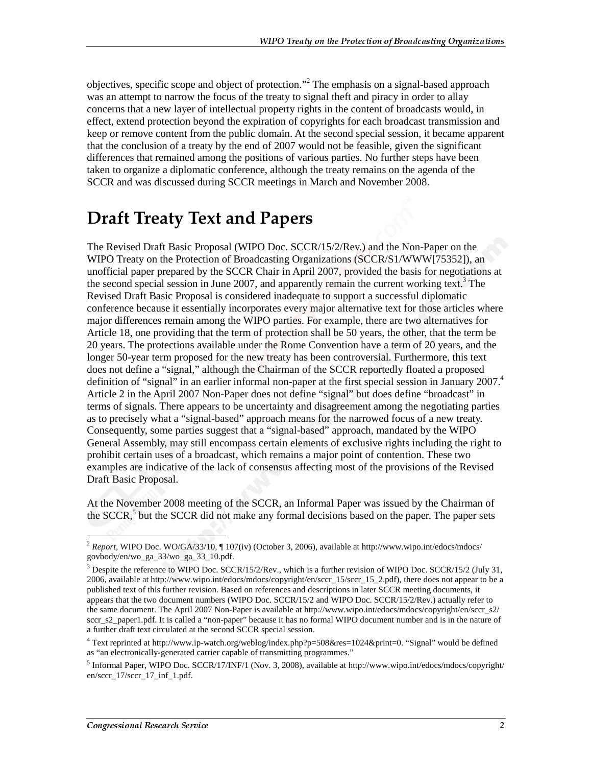objectives, specific scope and object of protection."[2] The emphasis on a signal-based approach was an attempt to narrow the focus of the treaty to signal theft and piracy in order to allay concerns that a new layer of intellectual property rights in the content of broadcasts would, in effect, extend protection beyond the expiration of copyrights for each broadcast transmission and keep or remove content from the public domain. At the second special session, it became apparent that the conclusion of a treaty by the end of 2007 would not be feasible, given the significant differences that remained among the positions of various parties. No further steps have been taken to organize a diplomatic conference, although the treaty remains on the agenda of the SCCR and was discussed during SCCR meetings in March and November 2008.

## Draft Treaty Text and Papers

The Revised Draft Basic Proposal (WIPO Doc. SCCR/15/2/Rev.) and the Non-Paper on the WIPO Treaty on the Protection of Broadcasting Organizations (SCCR/S1/WWW[75352]), an unofficial paper prepared by the SCCR Chair in April 2007, provided the basis for negotiations at the second special session in June 2007, and apparently remain the current working text.[3] The Revised Draft Basic Proposal is considered inadequate to support a successful diplomatic conference because it essentially incorporates every major alternative text for those articles where major differences remain among the WIPO parties. For example, there are two alternatives for Article 18, one providing that the term of protection shall be 50 years, the other, that the term be 20 years. The protections available under the Rome Convention have a term of 20 years, and the longer 50-year term proposed for the new treaty has been controversial. Furthermore, this text does not define a "signal," although the Chairman of the SCCR reportedly floated a proposed definition of "signal" in an earlier informal non-paper at the first special session in January 2007.[4] Article 2 in the April 2007 Non-Paper does not define "signal" but does define "broadcast" in terms of signals. There appears to be uncertainty and disagreement among the negotiating parties as to precisely what a "signal-based" approach means for the narrowed focus of a new treaty. Consequently, some parties suggest that a "signal-based" approach, mandated by the WIPO General Assembly, may still encompass certain elements of exclusive rights including the right to prohibit certain uses of a broadcast, which remains a major point of contention. These two examples are indicative of the lack of consensus affecting most of the provisions of the Revised Draft Basic Proposal.

At the November 2008 meeting of the SCCR, an Informal Paper was issued by the Chairman of the SCCR,[5] but the SCCR did not make any formal decisions based on the paper. The paper sets

---

[2] *Report*, WIPO Doc. WO/GA/33/10, ¶ 107(iv) (October 3, 2006), available at http://www.wipo.int/edocs/mdocs/govbody/en/wo_ga_33/wo_ga_33_10.pdf.

[3] Despite the reference to WIPO Doc. SCCR/15/2/Rev., which is a further revision of WIPO Doc. SCCR/15/2 (July 31, 2006, available at http://www.wipo.int/edocs/mdocs/copyright/en/sccr_15/sccr_15_2.pdf), there does not appear to be a published text of this further revision. Based on references and descriptions in later SCCR meeting documents, it appears that the two document numbers (WIPO Doc. SCCR/15/2 and WIPO Doc. SCCR/15/2/Rev.) actually refer to the same document. The April 2007 Non-Paper is available at http://www.wipo.int/edocs/mdocs/copyright/en/sccr_s2/sccr_s2_paper1.pdf. It is called a "non-paper" because it has no formal WIPO document number and is in the nature of a further draft text circulated at the second SCCR special session.

[4] Text reprinted at http://www.ip-watch.org/weblog/index.php?p=508&res=1024&print=0. "Signal" would be defined as "an electronically-generated carrier capable of transmitting programmes."

[5] Informal Paper, WIPO Doc. SCCR/17/INF/1 (Nov. 3, 2008), available at http://www.wipo.int/edocs/mdocs/copyright/en/sccr_17/sccr_17_inf_1.pdf.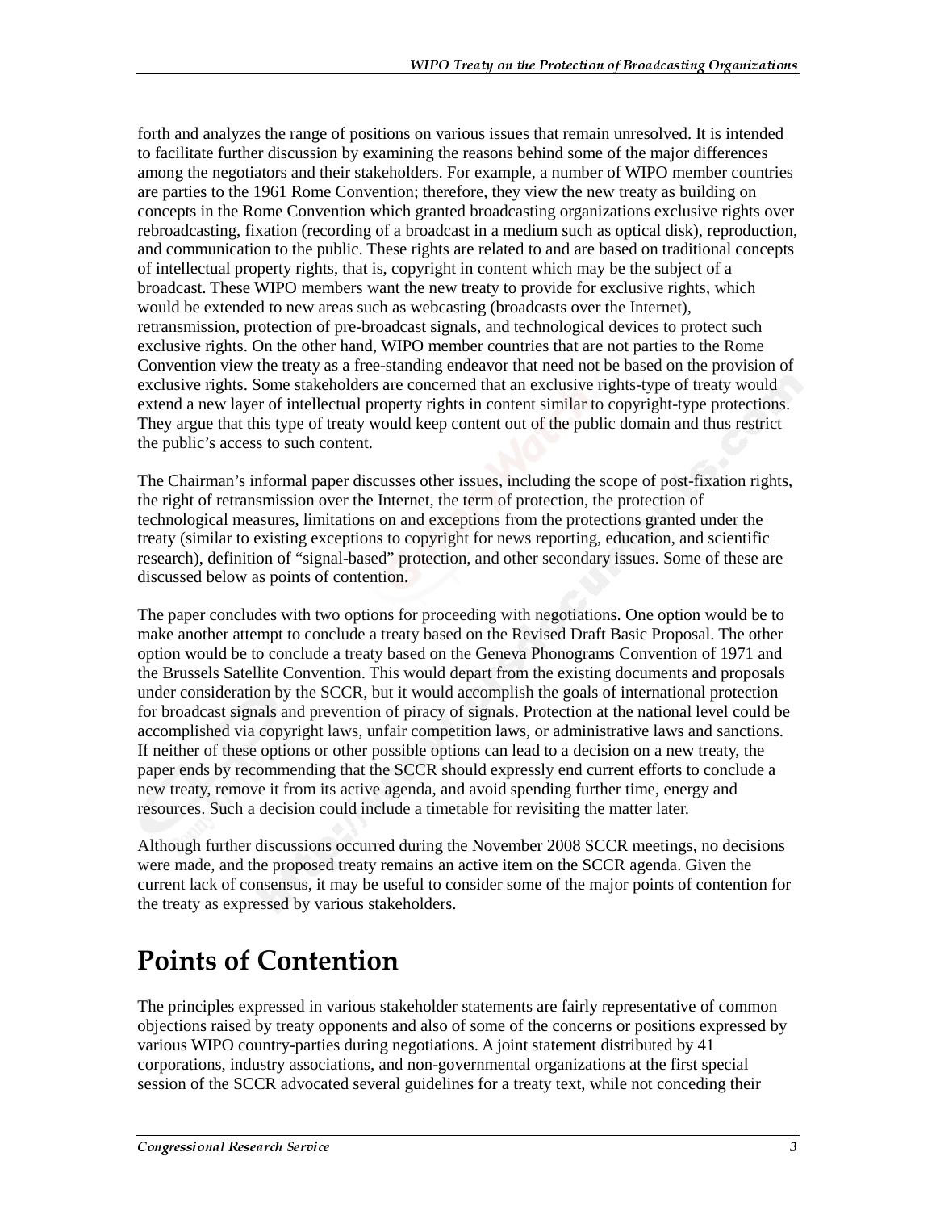forth and analyzes the range of positions on various issues that remain unresolved. It is intended to facilitate further discussion by examining the reasons behind some of the major differences among the negotiators and their stakeholders. For example, a number of WIPO member countries are parties to the 1961 Rome Convention; therefore, they view the new treaty as building on concepts in the Rome Convention which granted broadcasting organizations exclusive rights over rebroadcasting, fixation (recording of a broadcast in a medium such as optical disk), reproduction, and communication to the public. These rights are related to and are based on traditional concepts of intellectual property rights, that is, copyright in content which may be the subject of a broadcast. These WIPO members want the new treaty to provide for exclusive rights, which would be extended to new areas such as webcasting (broadcasts over the Internet), retransmission, protection of pre-broadcast signals, and technological devices to protect such exclusive rights. On the other hand, WIPO member countries that are not parties to the Rome Convention view the treaty as a free-standing endeavor that need not be based on the provision of exclusive rights. Some stakeholders are concerned that an exclusive rights-type of treaty would extend a new layer of intellectual property rights in content similar to copyright-type protections. They argue that this type of treaty would keep content out of the public domain and thus restrict the public's access to such content.

The Chairman's informal paper discusses other issues, including the scope of post-fixation rights, the right of retransmission over the Internet, the term of protection, the protection of technological measures, limitations on and exceptions from the protections granted under the treaty (similar to existing exceptions to copyright for news reporting, education, and scientific research), definition of "signal-based" protection, and other secondary issues. Some of these are discussed below as points of contention.

The paper concludes with two options for proceeding with negotiations. One option would be to make another attempt to conclude a treaty based on the Revised Draft Basic Proposal. The other option would be to conclude a treaty based on the Geneva Phonograms Convention of 1971 and the Brussels Satellite Convention. This would depart from the existing documents and proposals under consideration by the SCCR, but it would accomplish the goals of international protection for broadcast signals and prevention of piracy of signals. Protection at the national level could be accomplished via copyright laws, unfair competition laws, or administrative laws and sanctions. If neither of these options or other possible options can lead to a decision on a new treaty, the paper ends by recommending that the SCCR should expressly end current efforts to conclude a new treaty, remove it from its active agenda, and avoid spending further time, energy and resources. Such a decision could include a timetable for revisiting the matter later.

Although further discussions occurred during the November 2008 SCCR meetings, no decisions were made, and the proposed treaty remains an active item on the SCCR agenda. Given the current lack of consensus, it may be useful to consider some of the major points of contention for the treaty as expressed by various stakeholders.

# Points of Contention

The principles expressed in various stakeholder statements are fairly representative of common objections raised by treaty opponents and also of some of the concerns or positions expressed by various WIPO country-parties during negotiations. A joint statement distributed by 41 corporations, industry associations, and non-governmental organizations at the first special session of the SCCR advocated several guidelines for a treaty text, while not conceding their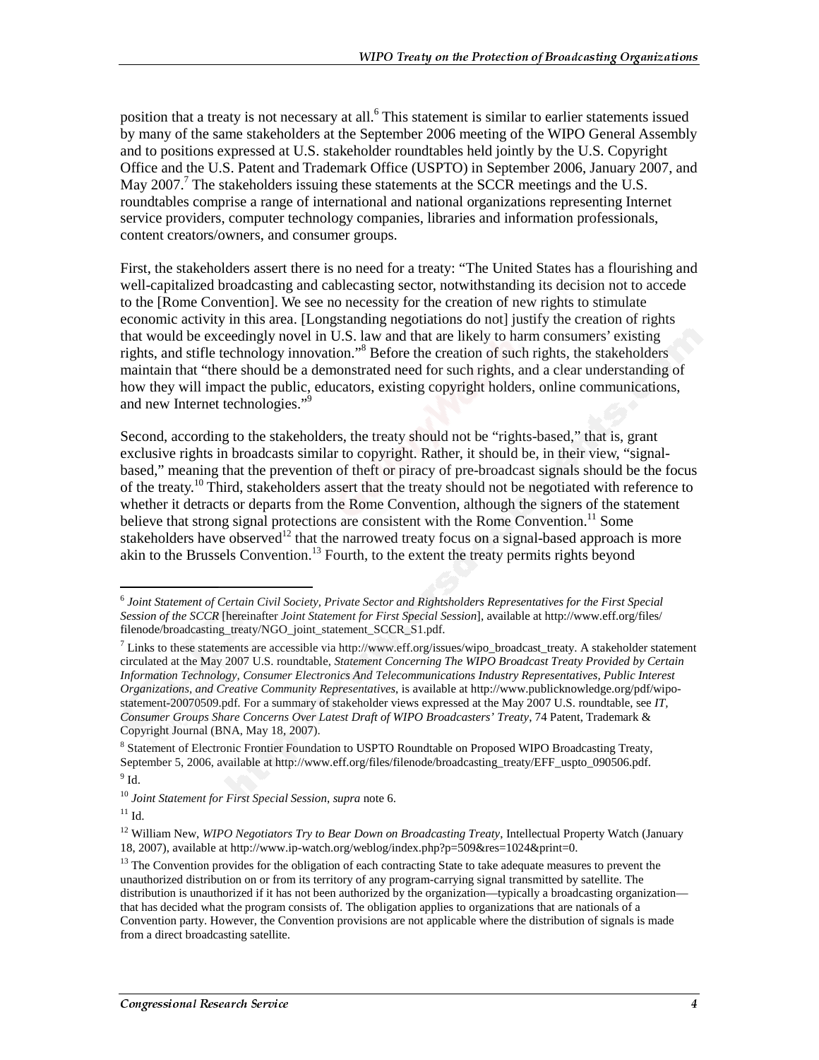position that a treaty is not necessary at all.[6] This statement is similar to earlier statements issued by many of the same stakeholders at the September 2006 meeting of the WIPO General Assembly and to positions expressed at U.S. stakeholder roundtables held jointly by the U.S. Copyright Office and the U.S. Patent and Trademark Office (USPTO) in September 2006, January 2007, and May 2007.[7] The stakeholders issuing these statements at the SCCR meetings and the U.S. roundtables comprise a range of international and national organizations representing Internet service providers, computer technology companies, libraries and information professionals, content creators/owners, and consumer groups.

First, the stakeholders assert there is no need for a treaty: "The United States has a flourishing and well-capitalized broadcasting and cablecasting sector, notwithstanding its decision not to accede to the [Rome Convention]. We see no necessity for the creation of new rights to stimulate economic activity in this area. [Longstanding negotiations do not] justify the creation of rights that would be exceedingly novel in U.S. law and that are likely to harm consumers' existing rights, and stifle technology innovation."[8] Before the creation of such rights, the stakeholders maintain that "there should be a demonstrated need for such rights, and a clear understanding of how they will impact the public, educators, existing copyright holders, online communications, and new Internet technologies."[9]

Second, according to the stakeholders, the treaty should not be "rights-based," that is, grant exclusive rights in broadcasts similar to copyright. Rather, it should be, in their view, "signal-based," meaning that the prevention of theft or piracy of pre-broadcast signals should be the focus of the treaty.[10] Third, stakeholders assert that the treaty should not be negotiated with reference to whether it detracts or departs from the Rome Convention, although the signers of the statement believe that strong signal protections are consistent with the Rome Convention.[11] Some stakeholders have observed[12] that the narrowed treaty focus on a signal-based approach is more akin to the Brussels Convention.[13] Fourth, to the extent the treaty permits rights beyond

---

[6] *Joint Statement of Certain Civil Society, Private Sector and Rightsholders Representatives for the First Special Session of the SCCR* [hereinafter *Joint Statement for First Special Session*], available at http://www.eff.org/files/filenode/broadcasting_treaty/NGO_joint_statement_SCCR_S1.pdf.

[7] Links to these statements are accessible via http://www.eff.org/issues/wipo_broadcast_treaty. A stakeholder statement circulated at the May 2007 U.S. roundtable, *Statement Concerning The WIPO Broadcast Treaty Provided by Certain Information Technology, Consumer Electronics And Telecommunications Industry Representatives, Public Interest Organizations, and Creative Community Representatives*, is available at http://www.publicknowledge.org/pdf/wipo-statement-20070509.pdf. For a summary of stakeholder views expressed at the May 2007 U.S. roundtable, see *IT, Consumer Groups Share Concerns Over Latest Draft of WIPO Broadcasters' Treaty*, 74 Patent, Trademark & Copyright Journal (BNA, May 18, 2007).

[8] Statement of Electronic Frontier Foundation to USPTO Roundtable on Proposed WIPO Broadcasting Treaty, September 5, 2006, available at http://www.eff.org/files/filenode/broadcasting_treaty/EFF_uspto_090506.pdf.

[9] Id.

[10] *Joint Statement for First Special Session*, *supra* note 6.

[11] Id.

[12] William New, *WIPO Negotiators Try to Bear Down on Broadcasting Treaty*, Intellectual Property Watch (January 18, 2007), available at http://www.ip-watch.org/weblog/index.php?p=509&res=1024&print=0.

[13] The Convention provides for the obligation of each contracting State to take adequate measures to prevent the unauthorized distribution on or from its territory of any program-carrying signal transmitted by satellite. The distribution is unauthorized if it has not been authorized by the organization—typically a broadcasting organization—that has decided what the program consists of. The obligation applies to organizations that are nationals of a Convention party. However, the Convention provisions are not applicable where the distribution of signals is made from a direct broadcasting satellite.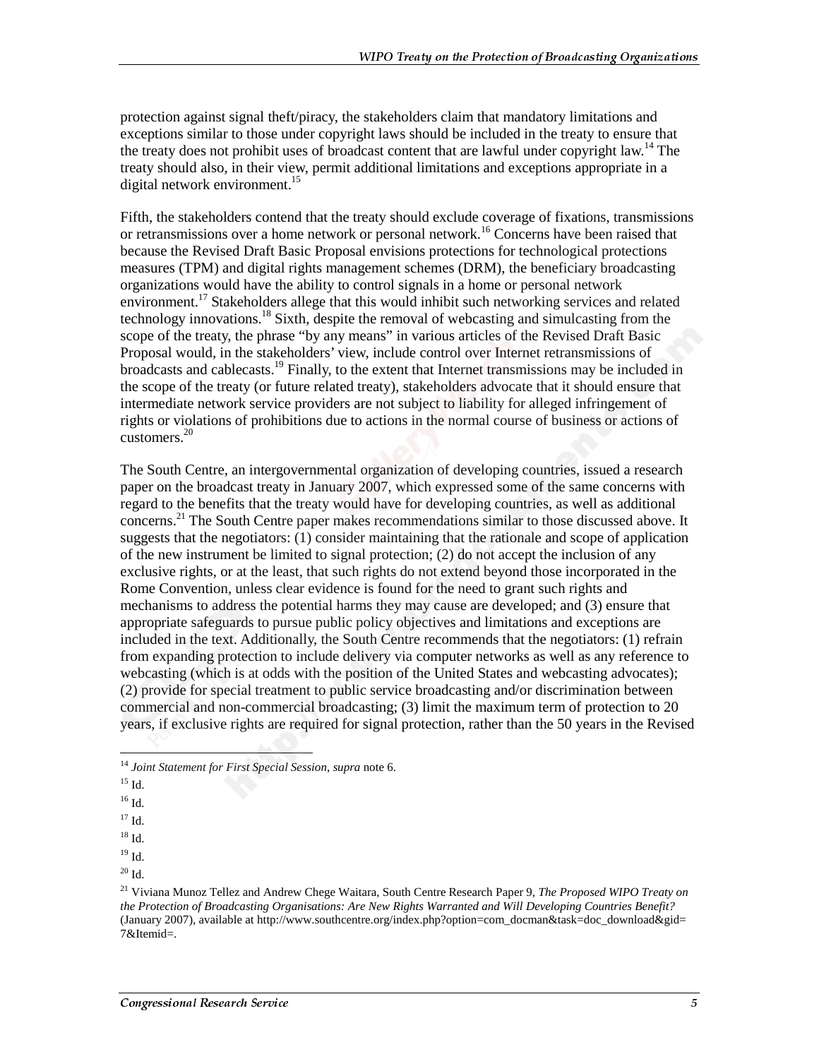protection against signal theft/piracy, the stakeholders claim that mandatory limitations and exceptions similar to those under copyright laws should be included in the treaty to ensure that the treaty does not prohibit uses of broadcast content that are lawful under copyright law.[14] The treaty should also, in their view, permit additional limitations and exceptions appropriate in a digital network environment.[15]

Fifth, the stakeholders contend that the treaty should exclude coverage of fixations, transmissions or retransmissions over a home network or personal network.[16] Concerns have been raised that because the Revised Draft Basic Proposal envisions protections for technological protections measures (TPM) and digital rights management schemes (DRM), the beneficiary broadcasting organizations would have the ability to control signals in a home or personal network environment.[17] Stakeholders allege that this would inhibit such networking services and related technology innovations.[18] Sixth, despite the removal of webcasting and simulcasting from the scope of the treaty, the phrase "by any means" in various articles of the Revised Draft Basic Proposal would, in the stakeholders' view, include control over Internet retransmissions of broadcasts and cablecasts.[19] Finally, to the extent that Internet transmissions may be included in the scope of the treaty (or future related treaty), stakeholders advocate that it should ensure that intermediate network service providers are not subject to liability for alleged infringement of rights or violations of prohibitions due to actions in the normal course of business or actions of customers.[20]

The South Centre, an intergovernmental organization of developing countries, issued a research paper on the broadcast treaty in January 2007, which expressed some of the same concerns with regard to the benefits that the treaty would have for developing countries, as well as additional concerns.[21] The South Centre paper makes recommendations similar to those discussed above. It suggests that the negotiators: (1) consider maintaining that the rationale and scope of application of the new instrument be limited to signal protection; (2) do not accept the inclusion of any exclusive rights, or at the least, that such rights do not extend beyond those incorporated in the Rome Convention, unless clear evidence is found for the need to grant such rights and mechanisms to address the potential harms they may cause are developed; and (3) ensure that appropriate safeguards to pursue public policy objectives and limitations and exceptions are included in the text. Additionally, the South Centre recommends that the negotiators: (1) refrain from expanding protection to include delivery via computer networks as well as any reference to webcasting (which is at odds with the position of the United States and webcasting advocates); (2) provide for special treatment to public service broadcasting and/or discrimination between commercial and non-commercial broadcasting; (3) limit the maximum term of protection to 20 years, if exclusive rights are required for signal protection, rather than the 50 years in the Revised

---

[14] *Joint Statement for First Special Session*, *supra* note 6.

[15] Id.

[16] Id.

[17] Id.

[18] Id.

[19] Id.

[20] Id.

[21] Viviana Munoz Tellez and Andrew Chege Waitara, South Centre Research Paper 9, *The Proposed WIPO Treaty on the Protection of Broadcasting Organisations: Are New Rights Warranted and Will Developing Countries Benefit?* (January 2007), available at http://www.southcentre.org/index.php?option=com_docman&task=doc_download&gid=7&Itemid=.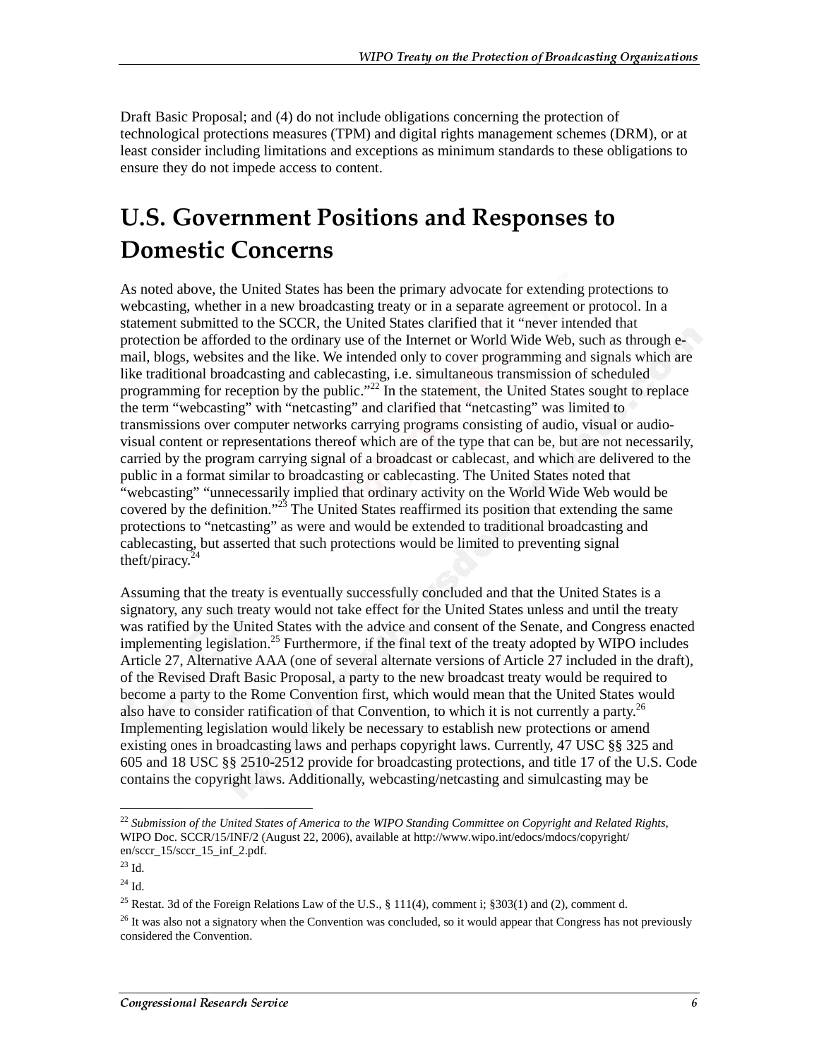Draft Basic Proposal; and (4) do not include obligations concerning the protection of technological protections measures (TPM) and digital rights management schemes (DRM), or at least consider including limitations and exceptions as minimum standards to these obligations to ensure they do not impede access to content.

# U.S. Government Positions and Responses to Domestic Concerns

As noted above, the United States has been the primary advocate for extending protections to webcasting, whether in a new broadcasting treaty or in a separate agreement or protocol. In a statement submitted to the SCCR, the United States clarified that it "never intended that protection be afforded to the ordinary use of the Internet or World Wide Web, such as through e-mail, blogs, websites and the like. We intended only to cover programming and signals which are like traditional broadcasting and cablecasting, i.e. simultaneous transmission of scheduled programming for reception by the public."[22] In the statement, the United States sought to replace the term "webcasting" with "netcasting" and clarified that "netcasting" was limited to transmissions over computer networks carrying programs consisting of audio, visual or audio-visual content or representations thereof which are of the type that can be, but are not necessarily, carried by the program carrying signal of a broadcast or cablecast, and which are delivered to the public in a format similar to broadcasting or cablecasting. The United States noted that "webcasting" "unnecessarily implied that ordinary activity on the World Wide Web would be covered by the definition."[23] The United States reaffirmed its position that extending the same protections to "netcasting" as were and would be extended to traditional broadcasting and cablecasting, but asserted that such protections would be limited to preventing signal theft/piracy.[24]

Assuming that the treaty is eventually successfully concluded and that the United States is a signatory, any such treaty would not take effect for the United States unless and until the treaty was ratified by the United States with the advice and consent of the Senate, and Congress enacted implementing legislation.[25] Furthermore, if the final text of the treaty adopted by WIPO includes Article 27, Alternative AAA (one of several alternate versions of Article 27 included in the draft), of the Revised Draft Basic Proposal, a party to the new broadcast treaty would be required to become a party to the Rome Convention first, which would mean that the United States would also have to consider ratification of that Convention, to which it is not currently a party.[26] Implementing legislation would likely be necessary to establish new protections or amend existing ones in broadcasting laws and perhaps copyright laws. Currently, 47 USC §§ 325 and 605 and 18 USC §§ 2510-2512 provide for broadcasting protections, and title 17 of the U.S. Code contains the copyright laws. Additionally, webcasting/netcasting and simulcasting may be

---

[22] *Submission of the United States of America to the WIPO Standing Committee on Copyright and Related Rights*, WIPO Doc. SCCR/15/INF/2 (August 22, 2006), available at http://www.wipo.int/edocs/mdocs/copyright/en/sccr_15/sccr_15_inf_2.pdf.

[23] Id.

[24] Id.

[25] Restat. 3d of the Foreign Relations Law of the U.S., § 111(4), comment i; §303(1) and (2), comment d.

[26] It was also not a signatory when the Convention was concluded, so it would appear that Congress has not previously considered the Convention.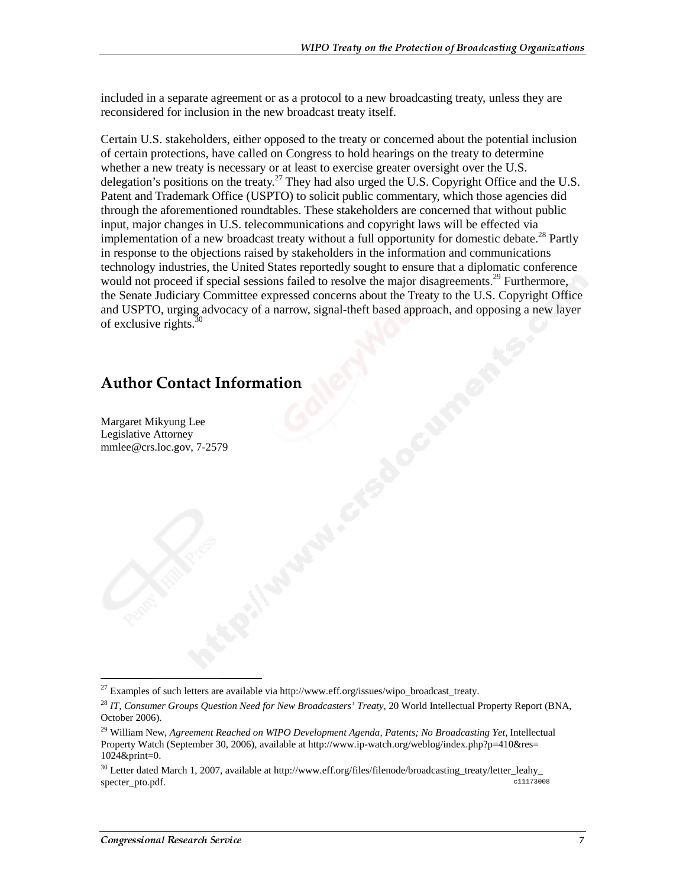included in a separate agreement or as a protocol to a new broadcasting treaty, unless they are reconsidered for inclusion in the new broadcast treaty itself.

Certain U.S. stakeholders, either opposed to the treaty or concerned about the potential inclusion of certain protections, have called on Congress to hold hearings on the treaty to determine whether a new treaty is necessary or at least to exercise greater oversight over the U.S. delegation's positions on the treaty.[27] They had also urged the U.S. Copyright Office and the U.S. Patent and Trademark Office (USPTO) to solicit public commentary, which those agencies did through the aforementioned roundtables. These stakeholders are concerned that without public input, major changes in U.S. telecommunications and copyright laws will be effected via implementation of a new broadcast treaty without a full opportunity for domestic debate.[28] Partly in response to the objections raised by stakeholders in the information and communications technology industries, the United States reportedly sought to ensure that a diplomatic conference would not proceed if special sessions failed to resolve the major disagreements.[29] Furthermore, the Senate Judiciary Committee expressed concerns about the Treaty to the U.S. Copyright Office and USPTO, urging advocacy of a narrow, signal-theft based approach, and opposing a new layer of exclusive rights.[30]

## Author Contact Information

Margaret Mikyung Lee
Legislative Attorney
mmlee@crs.loc.gov, 7-2579

---

[27] Examples of such letters are available via http://www.eff.org/issues/wipo_broadcast_treaty.

[28] *IT, Consumer Groups Question Need for New Broadcasters' Treaty*, 20 World Intellectual Property Report (BNA, October 2006).

[29] William New, *Agreement Reached on WIPO Development Agenda, Patents; No Broadcasting Yet*, Intellectual Property Watch (September 30, 2006), available at http://www.ip-watch.org/weblog/index.php?p=410&res=1024&print=0.

[30] Letter dated March 1, 2007, available at http://www.eff.org/files/filenode/broadcasting_treaty/letter_leahy_specter_pto.pdf.

c11173008